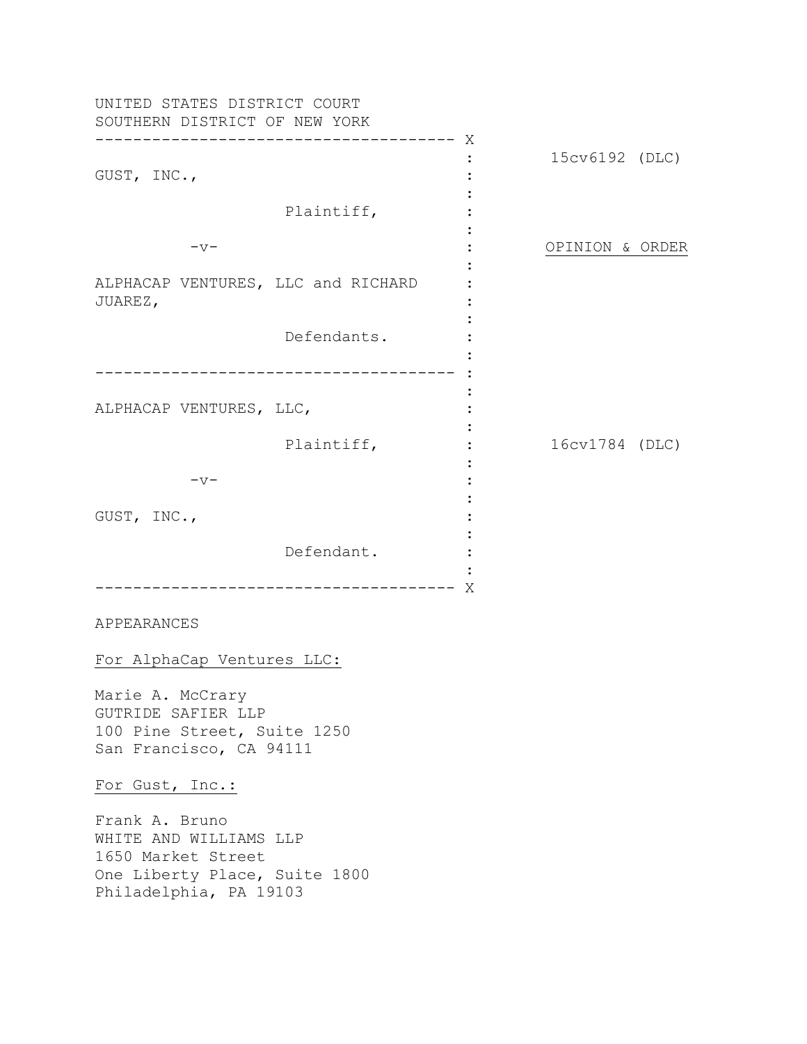UNITED STATES DISTRICT COURT
SOUTHERN DISTRICT OF NEW YORK

| | |
|---|---|
| GUST, INC.,<br><br>Plaintiff,<br><br>-v-<br><br>ALPHACAP VENTURES, LLC and RICHARD JUAREZ,<br><br>Defendants. | 15cv6192 (DLC)<br><br><br><br>OPINION & ORDER |
| ALPHACAP VENTURES, LLC,<br><br>Plaintiff,<br><br>-v-<br><br>GUST, INC.,<br><br>Defendant. | 16cv1784 (DLC) |

APPEARANCES

For AlphaCap Ventures LLC:

Marie A. McCrary
GUTRIDE SAFIER LLP
100 Pine Street, Suite 1250
San Francisco, CA 94111

For Gust, Inc.:

Frank A. Bruno
WHITE AND WILLIAMS LLP
1650 Market Street
One Liberty Place, Suite 1800
Philadelphia, PA 19103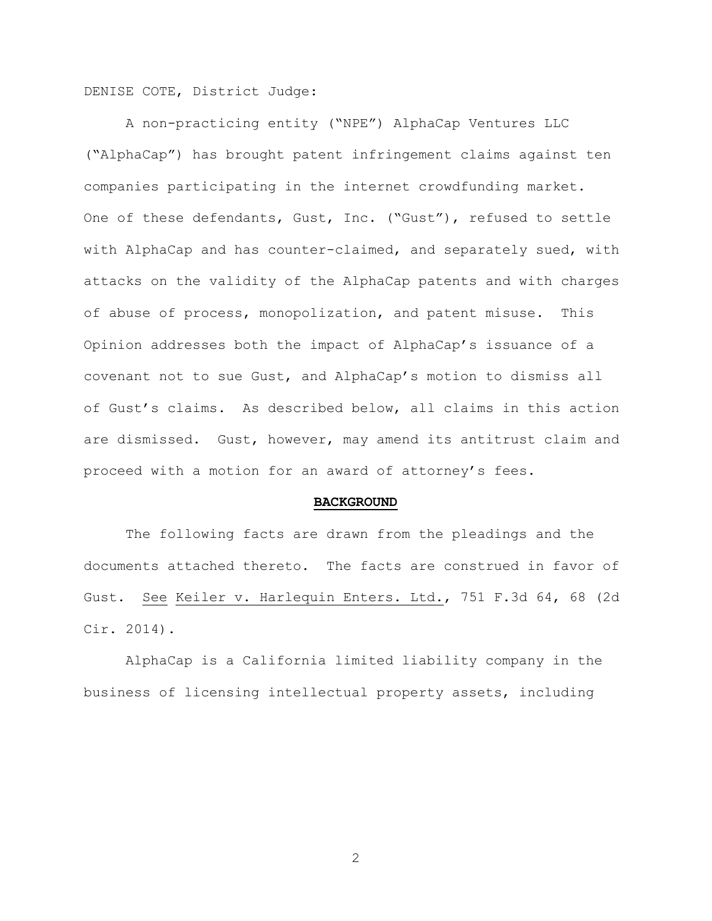DENISE COTE, District Judge:

A non-practicing entity ("NPE") AlphaCap Ventures LLC ("AlphaCap") has brought patent infringement claims against ten companies participating in the internet crowdfunding market. One of these defendants, Gust, Inc. ("Gust"), refused to settle with AlphaCap and has counter-claimed, and separately sued, with attacks on the validity of the AlphaCap patents and with charges of abuse of process, monopolization, and patent misuse. This Opinion addresses both the impact of AlphaCap's issuance of a covenant not to sue Gust, and AlphaCap's motion to dismiss all of Gust's claims. As described below, all claims in this action are dismissed. Gust, however, may amend its antitrust claim and proceed with a motion for an award of attorney's fees.

## BACKGROUND

The following facts are drawn from the pleadings and the documents attached thereto. The facts are construed in favor of Gust. See Keiler v. Harlequin Enters. Ltd., 751 F.3d 64, 68 (2d Cir. 2014).

AlphaCap is a California limited liability company in the business of licensing intellectual property assets, including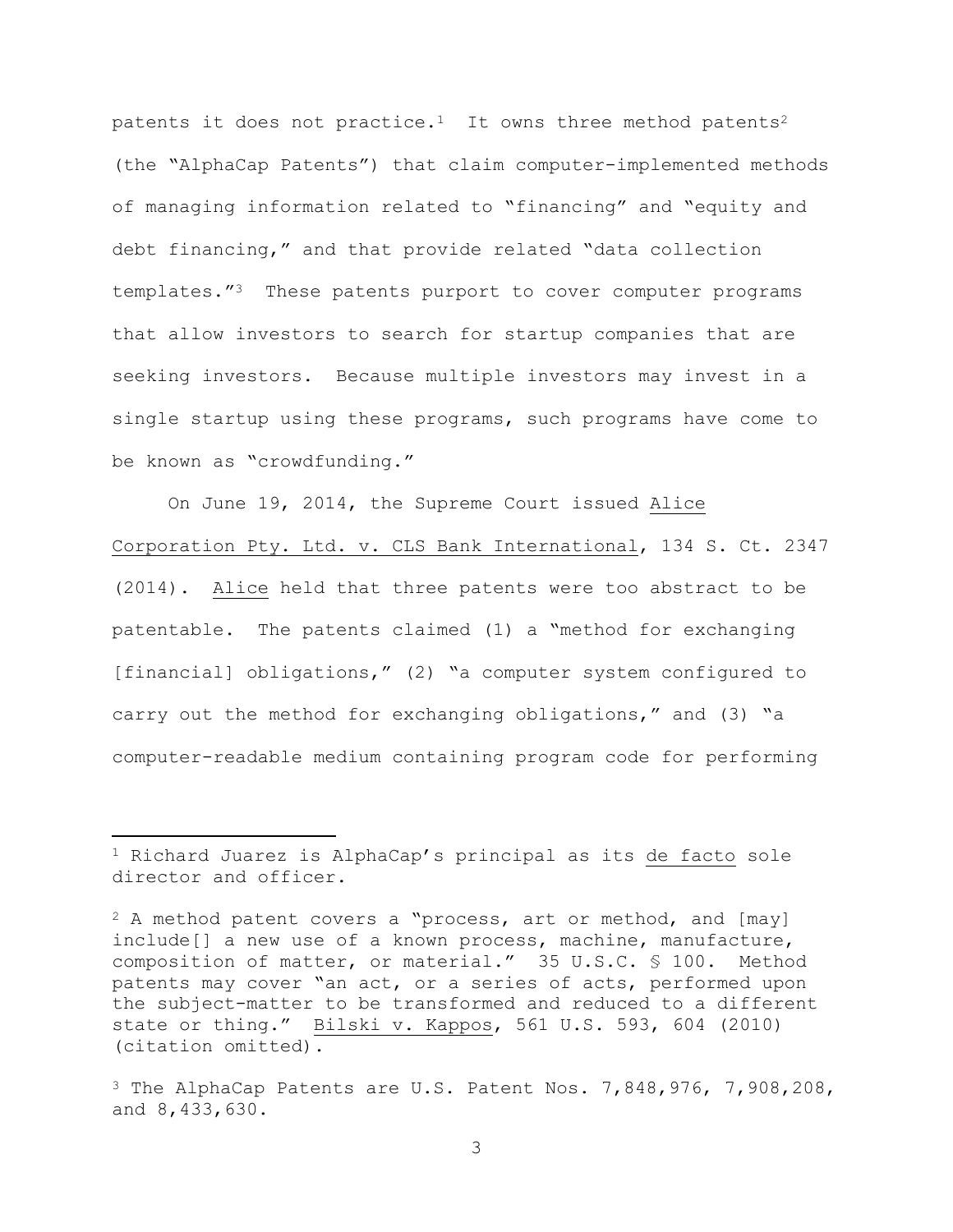patents it does not practice.[1] It owns three method patents[2] (the "AlphaCap Patents") that claim computer-implemented methods of managing information related to "financing" and "equity and debt financing," and that provide related "data collection templates."[3] These patents purport to cover computer programs that allow investors to search for startup companies that are seeking investors. Because multiple investors may invest in a single startup using these programs, such programs have come to be known as "crowdfunding."

On June 19, 2014, the Supreme Court issued Alice Corporation Pty. Ltd. v. CLS Bank International, 134 S. Ct. 2347 (2014). Alice held that three patents were too abstract to be patentable. The patents claimed (1) a "method for exchanging [financial] obligations," (2) "a computer system configured to carry out the method for exchanging obligations," and (3) "a computer-readable medium containing program code for performing

---

[1] Richard Juarez is AlphaCap's principal as its de facto sole director and officer.

[2] A method patent covers a "process, art or method, and [may] include[] a new use of a known process, machine, manufacture, composition of matter, or material." 35 U.S.C. § 100. Method patents may cover "an act, or a series of acts, performed upon the subject-matter to be transformed and reduced to a different state or thing." Bilski v. Kappos, 561 U.S. 593, 604 (2010) (citation omitted).

[3] The AlphaCap Patents are U.S. Patent Nos. 7,848,976, 7,908,208, and 8,433,630.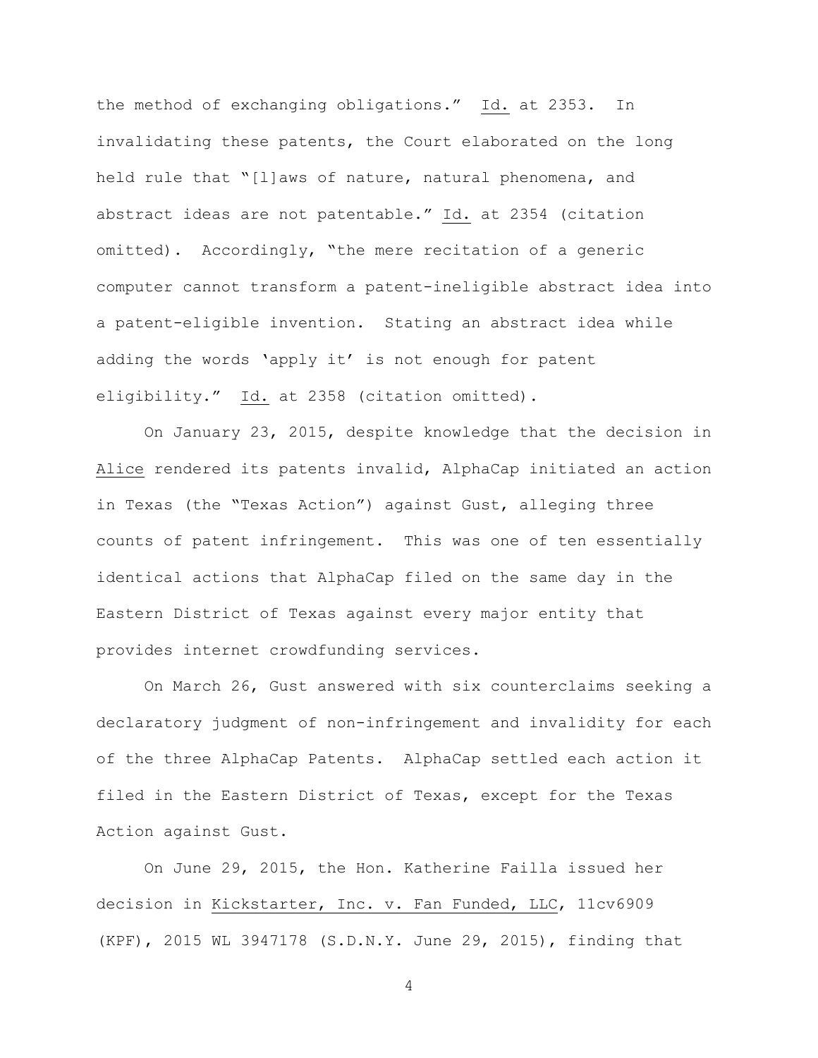the method of exchanging obligations." Id. at 2353. In invalidating these patents, the Court elaborated on the long held rule that "[l]aws of nature, natural phenomena, and abstract ideas are not patentable." Id. at 2354 (citation omitted). Accordingly, "the mere recitation of a generic computer cannot transform a patent-ineligible abstract idea into a patent-eligible invention. Stating an abstract idea while adding the words 'apply it' is not enough for patent eligibility." Id. at 2358 (citation omitted).

On January 23, 2015, despite knowledge that the decision in Alice rendered its patents invalid, AlphaCap initiated an action in Texas (the "Texas Action") against Gust, alleging three counts of patent infringement. This was one of ten essentially identical actions that AlphaCap filed on the same day in the Eastern District of Texas against every major entity that provides internet crowdfunding services.

On March 26, Gust answered with six counterclaims seeking a declaratory judgment of non-infringement and invalidity for each of the three AlphaCap Patents. AlphaCap settled each action it filed in the Eastern District of Texas, except for the Texas Action against Gust.

On June 29, 2015, the Hon. Katherine Failla issued her decision in Kickstarter, Inc. v. Fan Funded, LLC, 11cv6909 (KPF), 2015 WL 3947178 (S.D.N.Y. June 29, 2015), finding that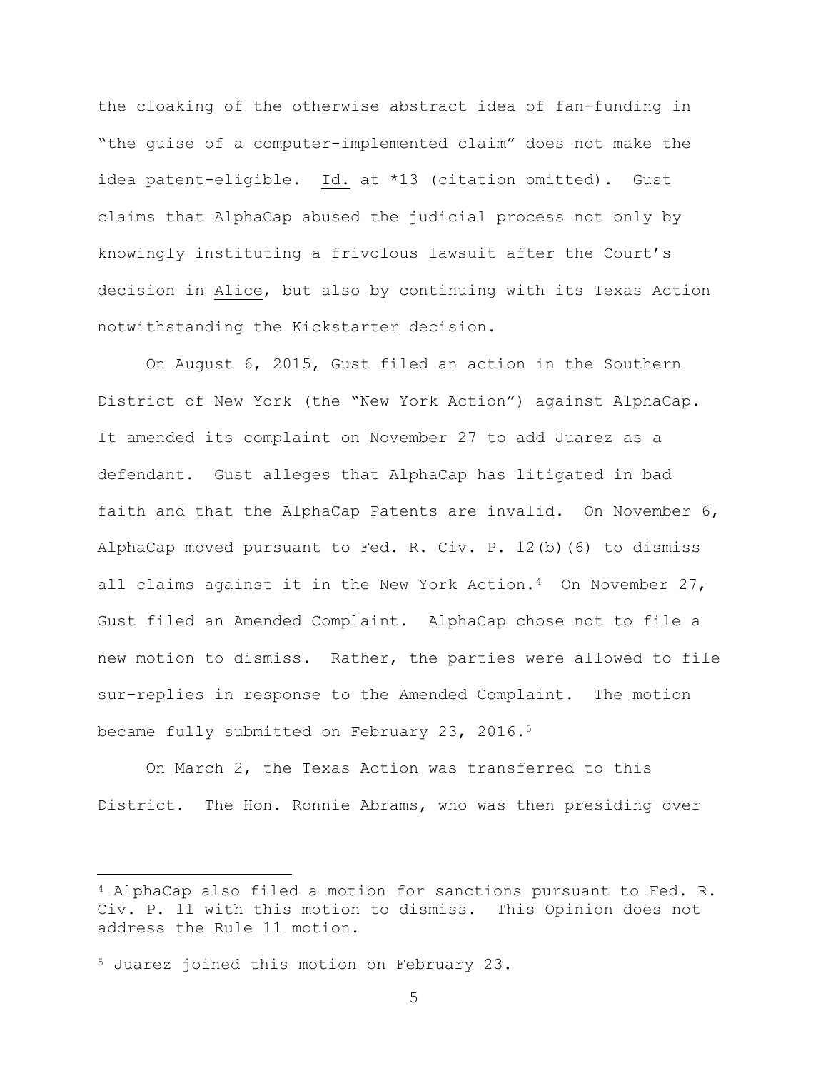the cloaking of the otherwise abstract idea of fan-funding in "the guise of a computer-implemented claim" does not make the idea patent-eligible. Id. at *13 (citation omitted). Gust claims that AlphaCap abused the judicial process not only by knowingly instituting a frivolous lawsuit after the Court's decision in Alice, but also by continuing with its Texas Action notwithstanding the Kickstarter decision.

On August 6, 2015, Gust filed an action in the Southern District of New York (the "New York Action") against AlphaCap. It amended its complaint on November 27 to add Juarez as a defendant. Gust alleges that AlphaCap has litigated in bad faith and that the AlphaCap Patents are invalid. On November 6, AlphaCap moved pursuant to Fed. R. Civ. P. 12(b)(6) to dismiss all claims against it in the New York Action.[4] On November 27, Gust filed an Amended Complaint. AlphaCap chose not to file a new motion to dismiss. Rather, the parties were allowed to file sur-replies in response to the Amended Complaint. The motion became fully submitted on February 23, 2016.[5]

On March 2, the Texas Action was transferred to this District. The Hon. Ronnie Abrams, who was then presiding over

---

[4] AlphaCap also filed a motion for sanctions pursuant to Fed. R. Civ. P. 11 with this motion to dismiss. This Opinion does not address the Rule 11 motion.

[5] Juarez joined this motion on February 23.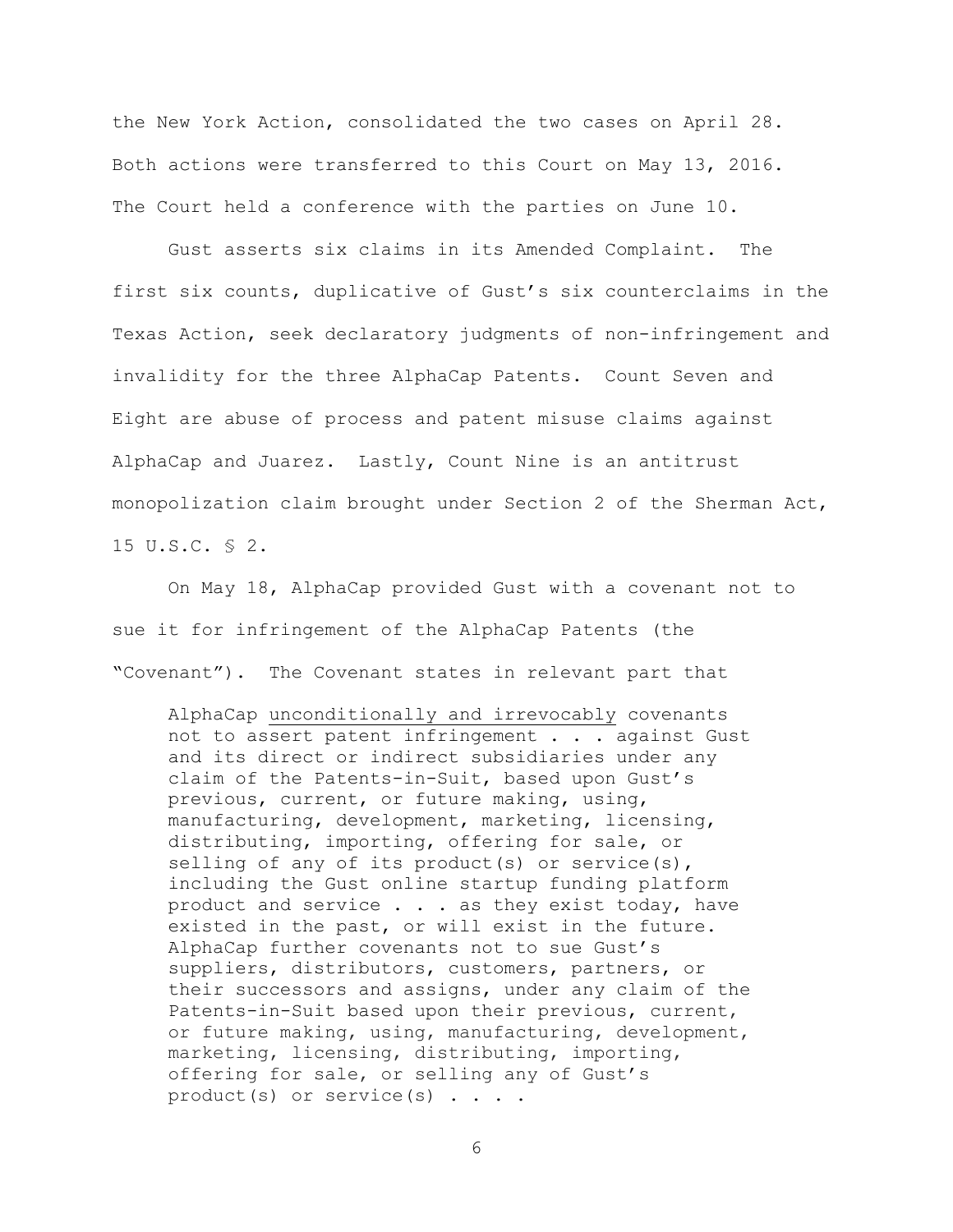the New York Action, consolidated the two cases on April 28. Both actions were transferred to this Court on May 13, 2016. The Court held a conference with the parties on June 10.

Gust asserts six claims in its Amended Complaint. The first six counts, duplicative of Gust's six counterclaims in the Texas Action, seek declaratory judgments of non-infringement and invalidity for the three AlphaCap Patents. Count Seven and Eight are abuse of process and patent misuse claims against AlphaCap and Juarez. Lastly, Count Nine is an antitrust monopolization claim brought under Section 2 of the Sherman Act, 15 U.S.C. § 2.

On May 18, AlphaCap provided Gust with a covenant not to sue it for infringement of the AlphaCap Patents (the "Covenant"). The Covenant states in relevant part that

> AlphaCap <u>unconditionally and irrevocably</u> covenants not to assert patent infringement . . . against Gust and its direct or indirect subsidiaries under any claim of the Patents-in-Suit, based upon Gust's previous, current, or future making, using, manufacturing, development, marketing, licensing, distributing, importing, offering for sale, or selling of any of its product(s) or service(s), including the Gust online startup funding platform product and service . . . as they exist today, have existed in the past, or will exist in the future. AlphaCap further covenants not to sue Gust's suppliers, distributors, customers, partners, or their successors and assigns, under any claim of the Patents-in-Suit based upon their previous, current, or future making, using, manufacturing, development, marketing, licensing, distributing, importing, offering for sale, or selling any of Gust's product(s) or service(s) . . . .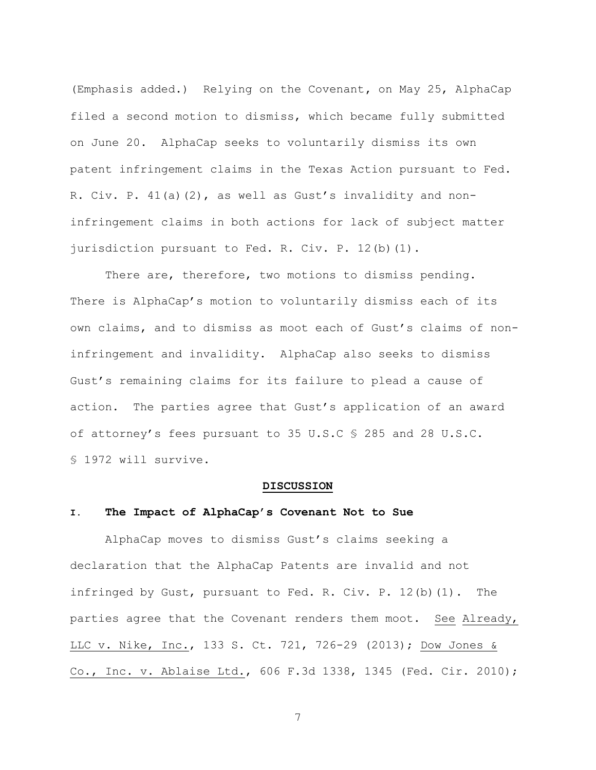(Emphasis added.) Relying on the Covenant, on May 25, AlphaCap filed a second motion to dismiss, which became fully submitted on June 20. AlphaCap seeks to voluntarily dismiss its own patent infringement claims in the Texas Action pursuant to Fed. R. Civ. P. 41(a)(2), as well as Gust's invalidity and non-infringement claims in both actions for lack of subject matter jurisdiction pursuant to Fed. R. Civ. P. 12(b)(1).

There are, therefore, two motions to dismiss pending. There is AlphaCap's motion to voluntarily dismiss each of its own claims, and to dismiss as moot each of Gust's claims of non-infringement and invalidity. AlphaCap also seeks to dismiss Gust's remaining claims for its failure to plead a cause of action. The parties agree that Gust's application of an award of attorney's fees pursuant to 35 U.S.C § 285 and 28 U.S.C. § 1972 will survive.

## DISCUSSION

### I. The Impact of AlphaCap's Covenant Not to Sue

AlphaCap moves to dismiss Gust's claims seeking a declaration that the AlphaCap Patents are invalid and not infringed by Gust, pursuant to Fed. R. Civ. P. 12(b)(1). The parties agree that the Covenant renders them moot. See Already, LLC v. Nike, Inc., 133 S. Ct. 721, 726-29 (2013); Dow Jones & Co., Inc. v. Ablaise Ltd., 606 F.3d 1338, 1345 (Fed. Cir. 2010);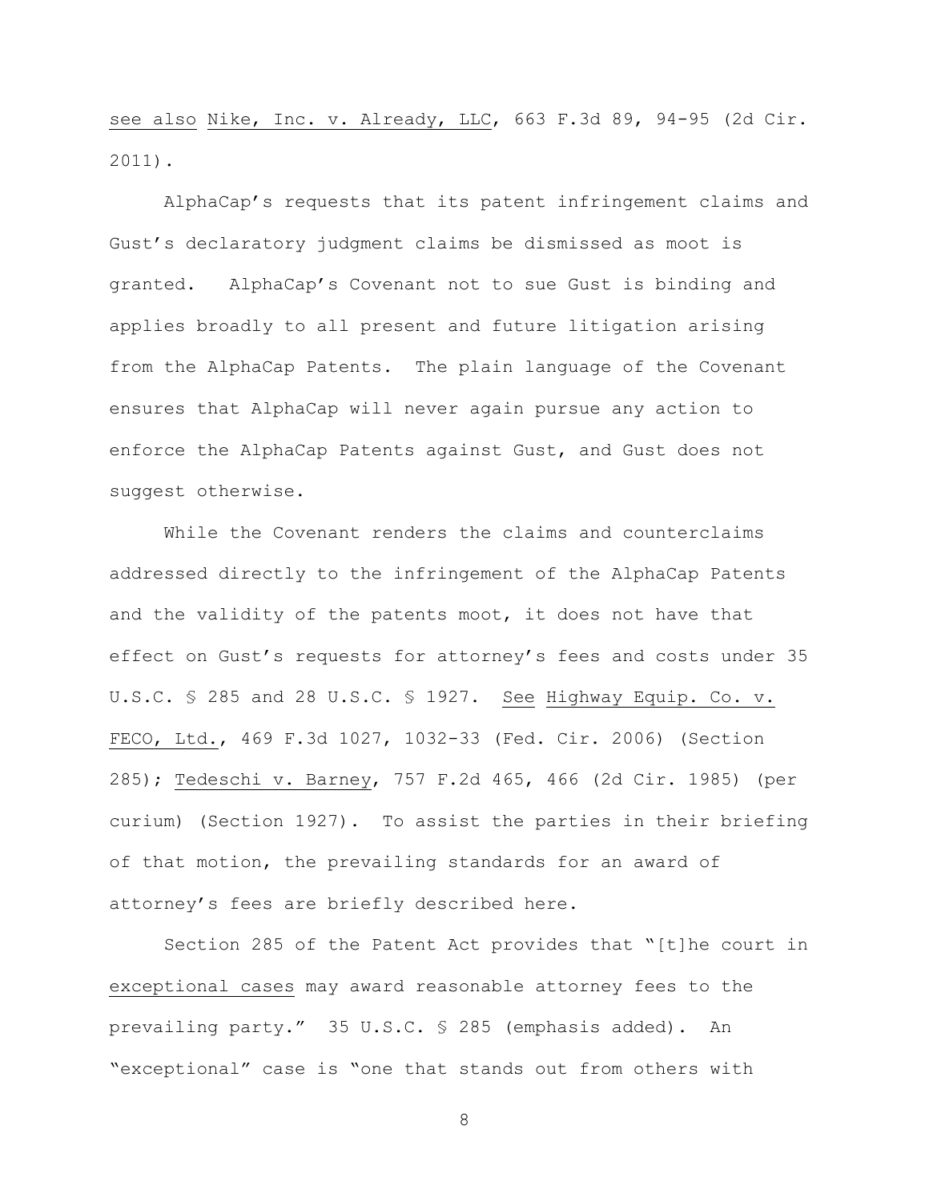see also Nike, Inc. v. Already, LLC, 663 F.3d 89, 94-95 (2d Cir. 2011).

AlphaCap's requests that its patent infringement claims and Gust's declaratory judgment claims be dismissed as moot is granted. AlphaCap's Covenant not to sue Gust is binding and applies broadly to all present and future litigation arising from the AlphaCap Patents. The plain language of the Covenant ensures that AlphaCap will never again pursue any action to enforce the AlphaCap Patents against Gust, and Gust does not suggest otherwise.

While the Covenant renders the claims and counterclaims addressed directly to the infringement of the AlphaCap Patents and the validity of the patents moot, it does not have that effect on Gust's requests for attorney's fees and costs under 35 U.S.C. § 285 and 28 U.S.C. § 1927. See Highway Equip. Co. v. FECO, Ltd., 469 F.3d 1027, 1032-33 (Fed. Cir. 2006) (Section 285); Tedeschi v. Barney, 757 F.2d 465, 466 (2d Cir. 1985) (per curium) (Section 1927). To assist the parties in their briefing of that motion, the prevailing standards for an award of attorney's fees are briefly described here.

Section 285 of the Patent Act provides that "[t]he court in exceptional cases may award reasonable attorney fees to the prevailing party." 35 U.S.C. § 285 (emphasis added). An "exceptional" case is "one that stands out from others with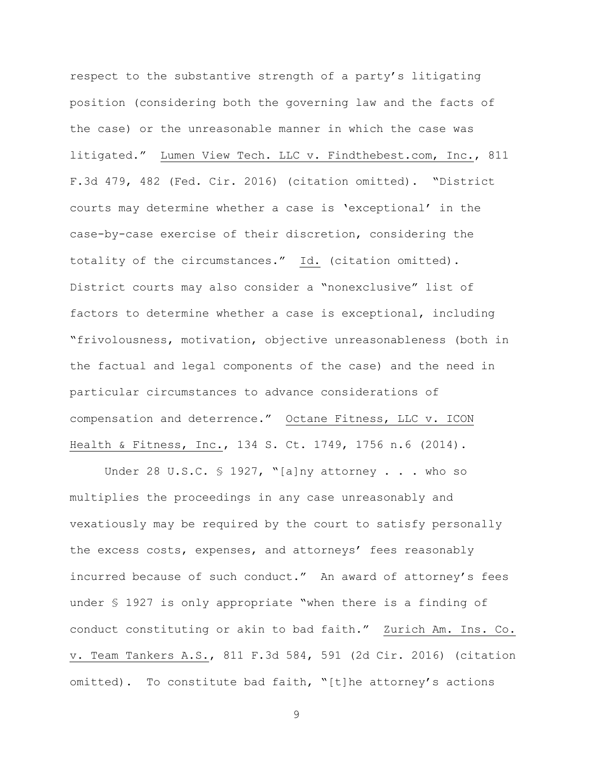respect to the substantive strength of a party's litigating position (considering both the governing law and the facts of the case) or the unreasonable manner in which the case was litigated." Lumen View Tech. LLC v. Findthebest.com, Inc., 811 F.3d 479, 482 (Fed. Cir. 2016) (citation omitted). "District courts may determine whether a case is 'exceptional' in the case-by-case exercise of their discretion, considering the totality of the circumstances." Id. (citation omitted). District courts may also consider a "nonexclusive" list of factors to determine whether a case is exceptional, including "frivolousness, motivation, objective unreasonableness (both in the factual and legal components of the case) and the need in particular circumstances to advance considerations of compensation and deterrence." Octane Fitness, LLC v. ICON Health & Fitness, Inc., 134 S. Ct. 1749, 1756 n.6 (2014).

Under 28 U.S.C. § 1927, "[a]ny attorney . . . who so multiplies the proceedings in any case unreasonably and vexatiously may be required by the court to satisfy personally the excess costs, expenses, and attorneys' fees reasonably incurred because of such conduct." An award of attorney's fees under § 1927 is only appropriate "when there is a finding of conduct constituting or akin to bad faith." Zurich Am. Ins. Co. v. Team Tankers A.S., 811 F.3d 584, 591 (2d Cir. 2016) (citation omitted). To constitute bad faith, "[t]he attorney's actions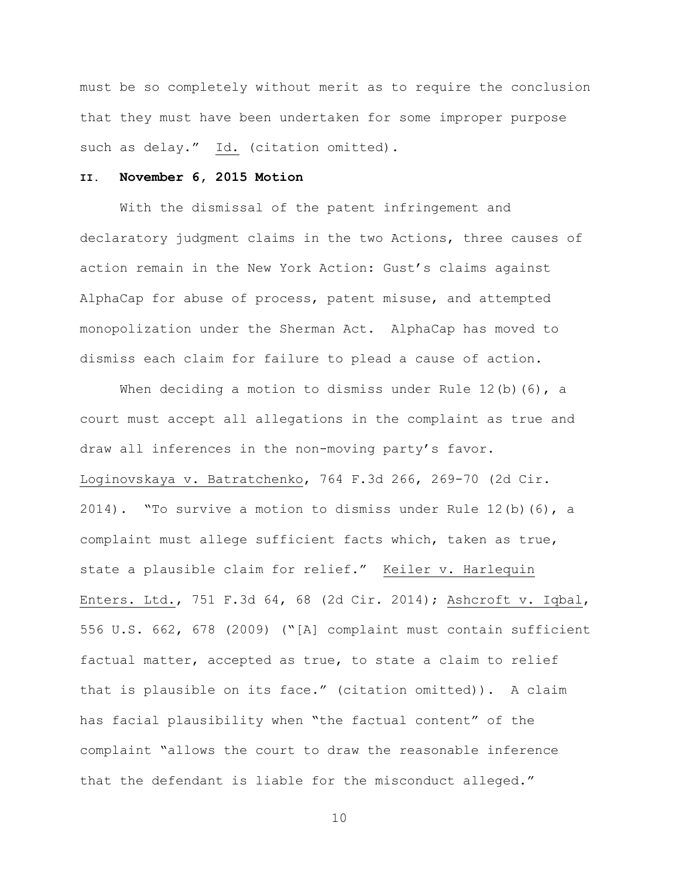must be so completely without merit as to require the conclusion that they must have been undertaken for some improper purpose such as delay." Id. (citation omitted).

## II. November 6, 2015 Motion

With the dismissal of the patent infringement and declaratory judgment claims in the two Actions, three causes of action remain in the New York Action: Gust's claims against AlphaCap for abuse of process, patent misuse, and attempted monopolization under the Sherman Act. AlphaCap has moved to dismiss each claim for failure to plead a cause of action.

When deciding a motion to dismiss under Rule 12(b)(6), a court must accept all allegations in the complaint as true and draw all inferences in the non-moving party's favor. Loginovskaya v. Batratchenko, 764 F.3d 266, 269-70 (2d Cir. 2014). "To survive a motion to dismiss under Rule 12(b)(6), a complaint must allege sufficient facts which, taken as true, state a plausible claim for relief." Keiler v. Harlequin Enters. Ltd., 751 F.3d 64, 68 (2d Cir. 2014); Ashcroft v. Iqbal, 556 U.S. 662, 678 (2009) ("[A] complaint must contain sufficient factual matter, accepted as true, to state a claim to relief that is plausible on its face." (citation omitted)). A claim has facial plausibility when "the factual content" of the complaint "allows the court to draw the reasonable inference that the defendant is liable for the misconduct alleged."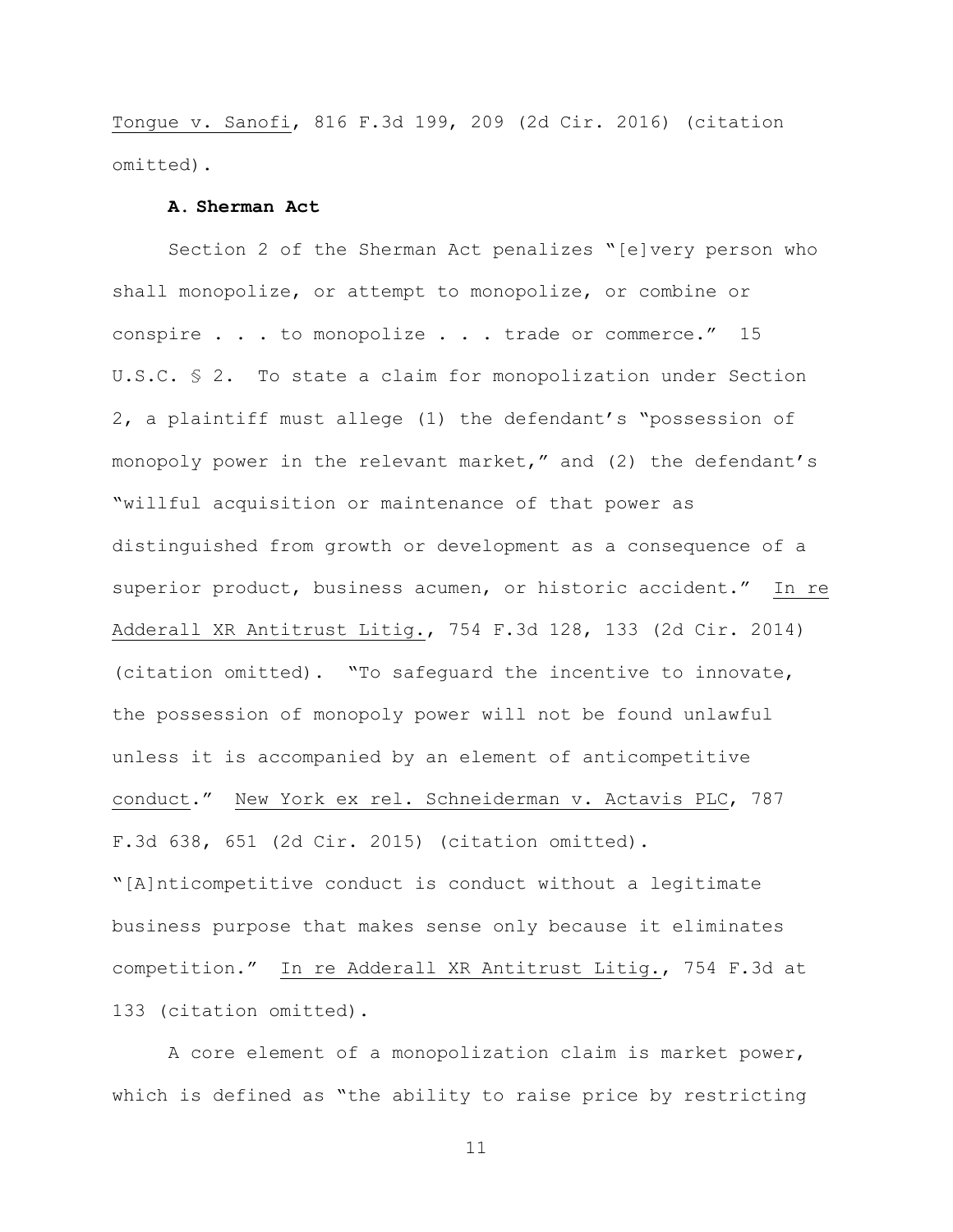Tongue v. Sanofi, 816 F.3d 199, 209 (2d Cir. 2016) (citation omitted).

**A. Sherman Act**

Section 2 of the Sherman Act penalizes "[e]very person who shall monopolize, or attempt to monopolize, or combine or conspire . . . to monopolize . . . trade or commerce." 15 U.S.C. § 2. To state a claim for monopolization under Section 2, a plaintiff must allege (1) the defendant's "possession of monopoly power in the relevant market," and (2) the defendant's "willful acquisition or maintenance of that power as distinguished from growth or development as a consequence of a superior product, business acumen, or historic accident." In re Adderall XR Antitrust Litig., 754 F.3d 128, 133 (2d Cir. 2014) (citation omitted). "To safeguard the incentive to innovate, the possession of monopoly power will not be found unlawful unless it is accompanied by an element of anticompetitive conduct." New York ex rel. Schneiderman v. Actavis PLC, 787 F.3d 638, 651 (2d Cir. 2015) (citation omitted). "[A]nticompetitive conduct is conduct without a legitimate business purpose that makes sense only because it eliminates competition." In re Adderall XR Antitrust Litig., 754 F.3d at 133 (citation omitted).

A core element of a monopolization claim is market power, which is defined as "the ability to raise price by restricting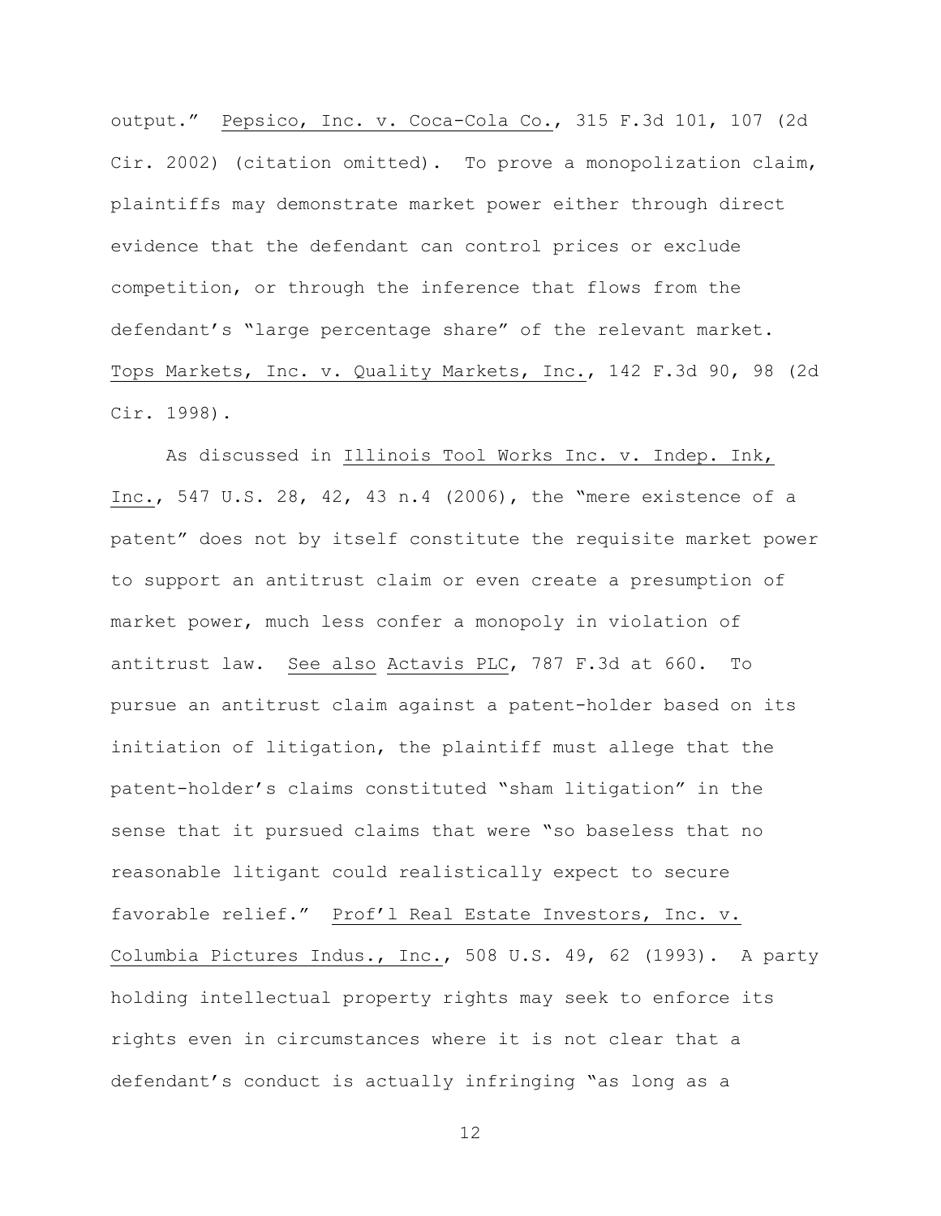output." Pepsico, Inc. v. Coca-Cola Co., 315 F.3d 101, 107 (2d Cir. 2002) (citation omitted). To prove a monopolization claim, plaintiffs may demonstrate market power either through direct evidence that the defendant can control prices or exclude competition, or through the inference that flows from the defendant's "large percentage share" of the relevant market. Tops Markets, Inc. v. Quality Markets, Inc., 142 F.3d 90, 98 (2d Cir. 1998).

As discussed in Illinois Tool Works Inc. v. Indep. Ink, Inc., 547 U.S. 28, 42, 43 n.4 (2006), the "mere existence of a patent" does not by itself constitute the requisite market power to support an antitrust claim or even create a presumption of market power, much less confer a monopoly in violation of antitrust law. See also Actavis PLC, 787 F.3d at 660. To pursue an antitrust claim against a patent-holder based on its initiation of litigation, the plaintiff must allege that the patent-holder's claims constituted "sham litigation" in the sense that it pursued claims that were "so baseless that no reasonable litigant could realistically expect to secure favorable relief." Prof'l Real Estate Investors, Inc. v. Columbia Pictures Indus., Inc., 508 U.S. 49, 62 (1993). A party holding intellectual property rights may seek to enforce its rights even in circumstances where it is not clear that a defendant's conduct is actually infringing "as long as a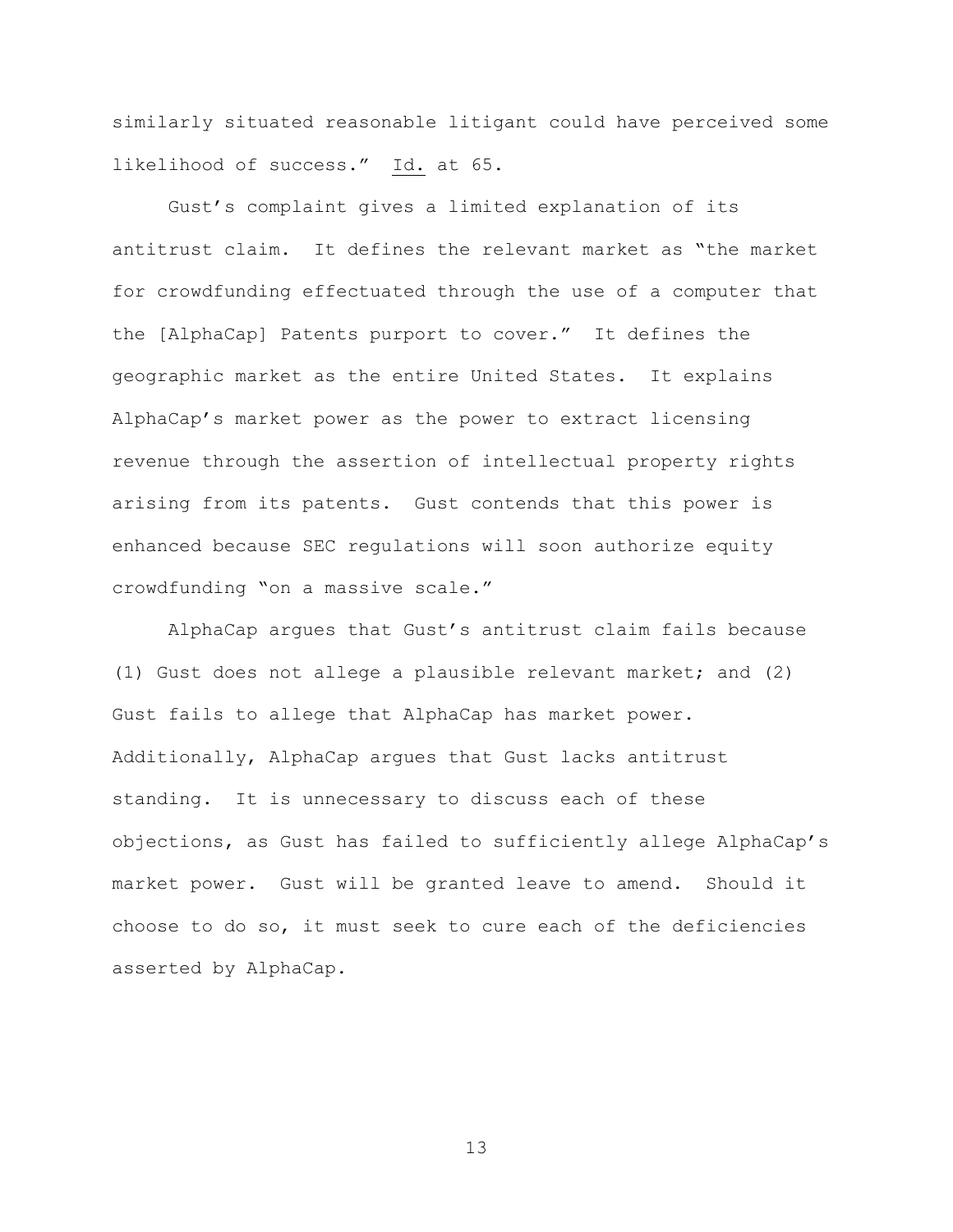similarly situated reasonable litigant could have perceived some likelihood of success." Id. at 65.

Gust's complaint gives a limited explanation of its antitrust claim. It defines the relevant market as "the market for crowdfunding effectuated through the use of a computer that the [AlphaCap] Patents purport to cover." It defines the geographic market as the entire United States. It explains AlphaCap's market power as the power to extract licensing revenue through the assertion of intellectual property rights arising from its patents. Gust contends that this power is enhanced because SEC regulations will soon authorize equity crowdfunding "on a massive scale."

AlphaCap argues that Gust's antitrust claim fails because (1) Gust does not allege a plausible relevant market; and (2) Gust fails to allege that AlphaCap has market power. Additionally, AlphaCap argues that Gust lacks antitrust standing. It is unnecessary to discuss each of these objections, as Gust has failed to sufficiently allege AlphaCap's market power. Gust will be granted leave to amend. Should it choose to do so, it must seek to cure each of the deficiencies asserted by AlphaCap.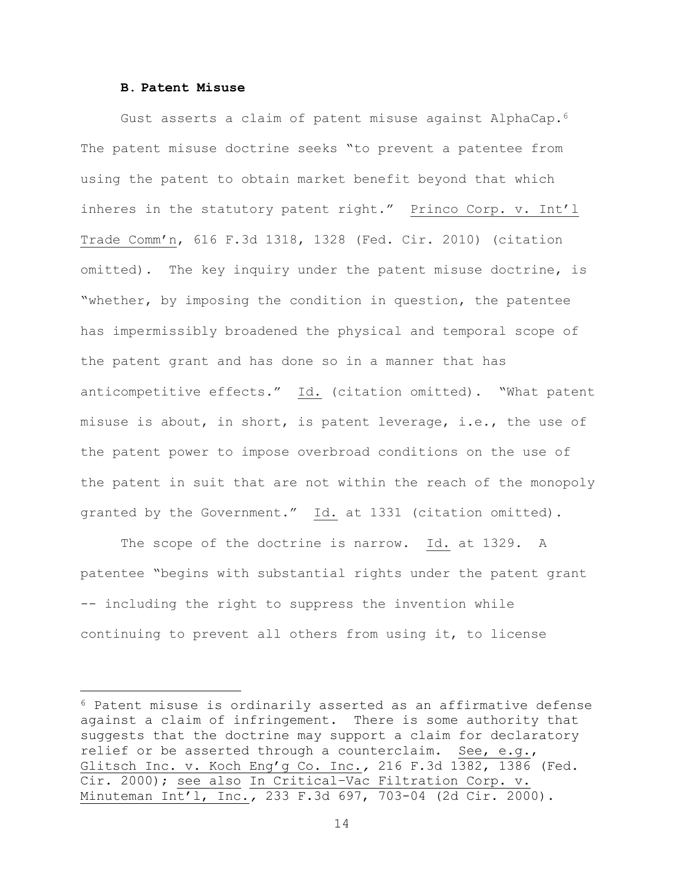### **B. Patent Misuse**

Gust asserts a claim of patent misuse against AlphaCap.[6] The patent misuse doctrine seeks "to prevent a patentee from using the patent to obtain market benefit beyond that which inheres in the statutory patent right." Princo Corp. v. Int'l Trade Comm'n, 616 F.3d 1318, 1328 (Fed. Cir. 2010) (citation omitted). The key inquiry under the patent misuse doctrine, is "whether, by imposing the condition in question, the patentee has impermissibly broadened the physical and temporal scope of the patent grant and has done so in a manner that has anticompetitive effects." Id. (citation omitted). "What patent misuse is about, in short, is patent leverage, i.e., the use of the patent power to impose overbroad conditions on the use of the patent in suit that are not within the reach of the monopoly granted by the Government." Id. at 1331 (citation omitted).

The scope of the doctrine is narrow. Id. at 1329. A patentee "begins with substantial rights under the patent grant -- including the right to suppress the invention while continuing to prevent all others from using it, to license

[6] Patent misuse is ordinarily asserted as an affirmative defense against a claim of infringement. There is some authority that suggests that the doctrine may support a claim for declaratory relief or be asserted through a counterclaim. See, e.g., Glitsch Inc. v. Koch Eng'g Co. Inc., 216 F.3d 1382, 1386 (Fed. Cir. 2000); see also In Critical-Vac Filtration Corp. v. Minuteman Int'l, Inc., 233 F.3d 697, 703-04 (2d Cir. 2000).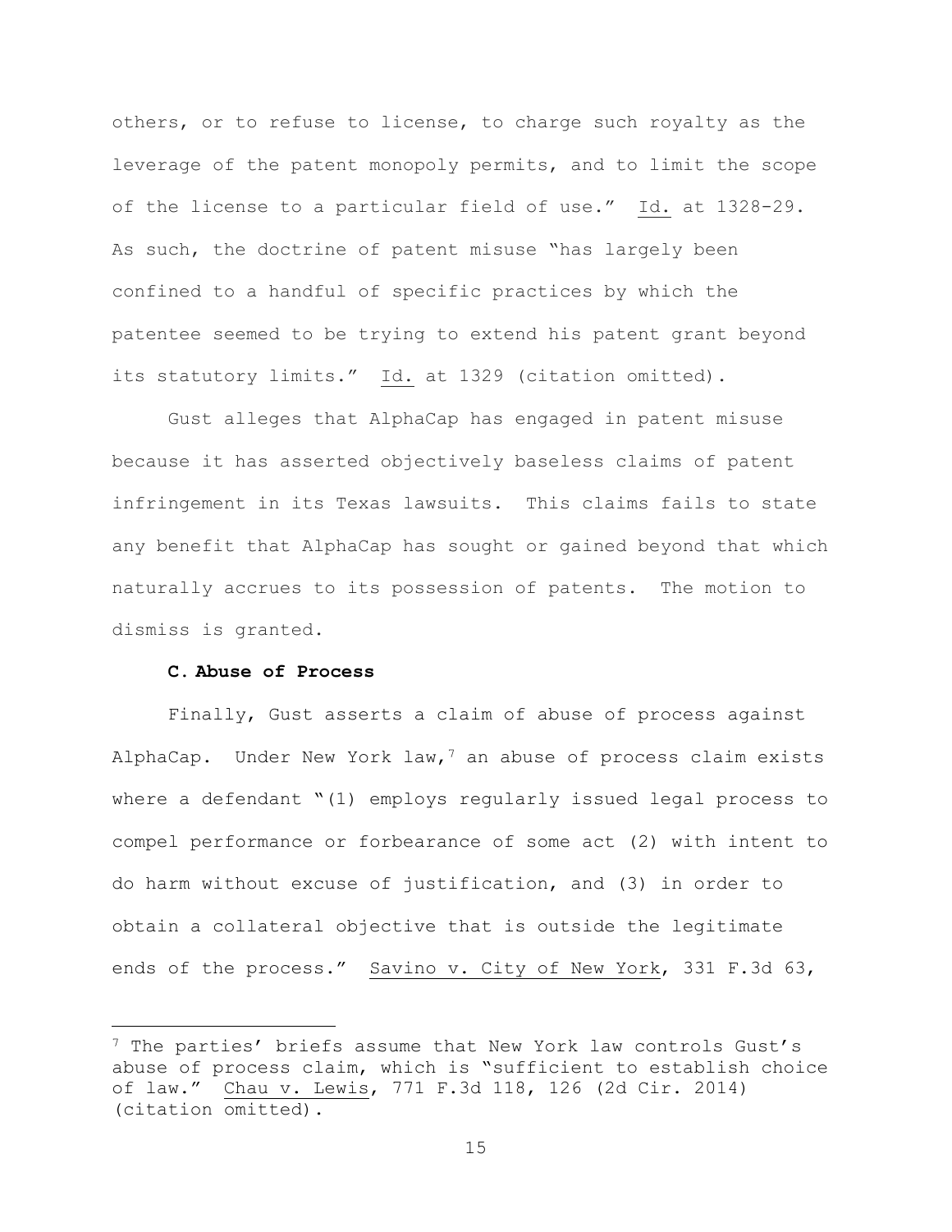others, or to refuse to license, to charge such royalty as the leverage of the patent monopoly permits, and to limit the scope of the license to a particular field of use." Id. at 1328-29. As such, the doctrine of patent misuse "has largely been confined to a handful of specific practices by which the patentee seemed to be trying to extend his patent grant beyond its statutory limits." Id. at 1329 (citation omitted).

Gust alleges that AlphaCap has engaged in patent misuse because it has asserted objectively baseless claims of patent infringement in its Texas lawsuits. This claims fails to state any benefit that AlphaCap has sought or gained beyond that which naturally accrues to its possession of patents. The motion to dismiss is granted.

### C. Abuse of Process

Finally, Gust asserts a claim of abuse of process against AlphaCap. Under New York law,[7] an abuse of process claim exists where a defendant "(1) employs regularly issued legal process to compel performance or forbearance of some act (2) with intent to do harm without excuse of justification, and (3) in order to obtain a collateral objective that is outside the legitimate ends of the process." Savino v. City of New York, 331 F.3d 63,

---

[7] The parties' briefs assume that New York law controls Gust's abuse of process claim, which is "sufficient to establish choice of law." Chau v. Lewis, 771 F.3d 118, 126 (2d Cir. 2014) (citation omitted).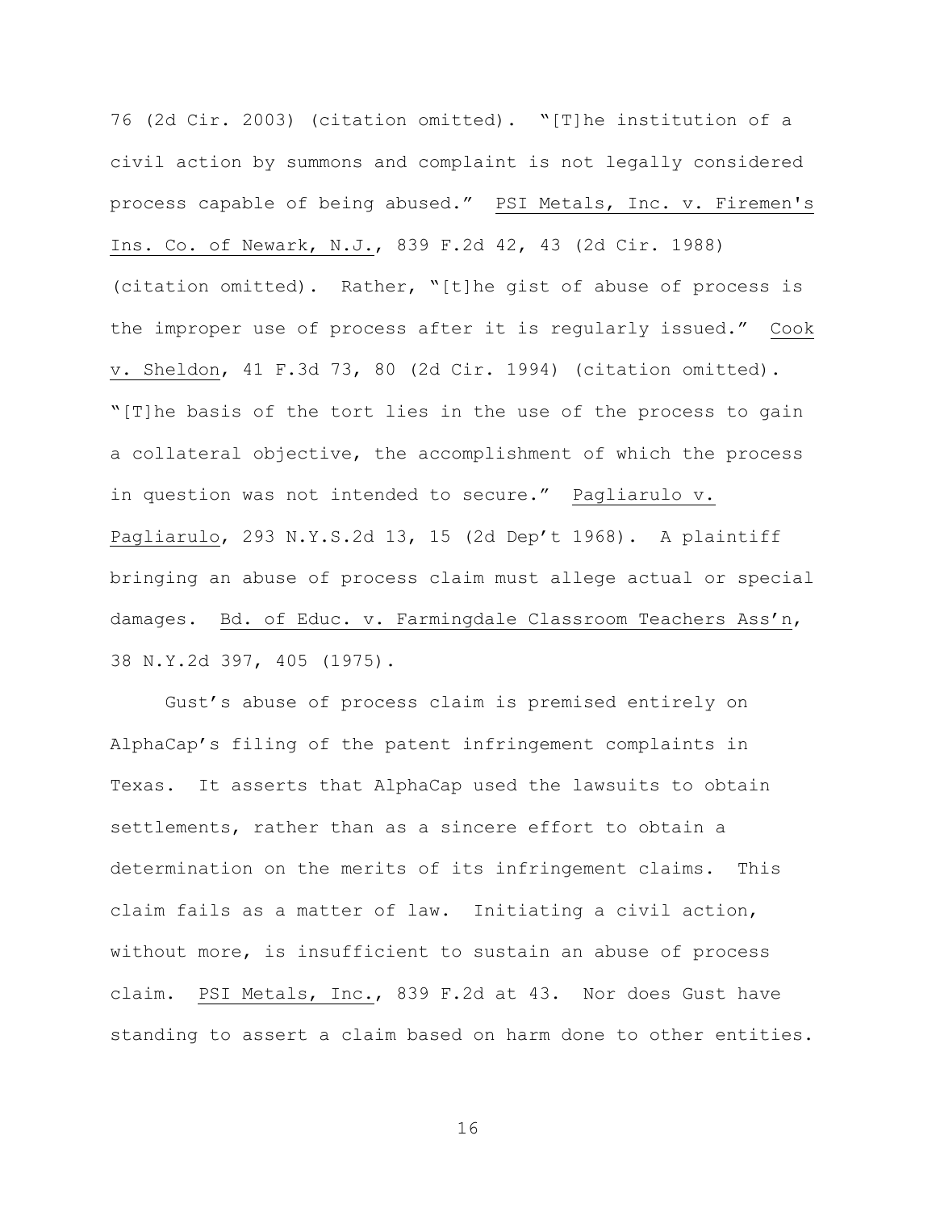76 (2d Cir. 2003) (citation omitted). "[T]he institution of a civil action by summons and complaint is not legally considered process capable of being abused." PSI Metals, Inc. v. Firemen's Ins. Co. of Newark, N.J., 839 F.2d 42, 43 (2d Cir. 1988) (citation omitted). Rather, "[t]he gist of abuse of process is the improper use of process after it is regularly issued." Cook v. Sheldon, 41 F.3d 73, 80 (2d Cir. 1994) (citation omitted). "[T]he basis of the tort lies in the use of the process to gain a collateral objective, the accomplishment of which the process in question was not intended to secure." Pagliarulo v. Pagliarulo, 293 N.Y.S.2d 13, 15 (2d Dep't 1968). A plaintiff bringing an abuse of process claim must allege actual or special damages. Bd. of Educ. v. Farmingdale Classroom Teachers Ass'n, 38 N.Y.2d 397, 405 (1975).

Gust's abuse of process claim is premised entirely on AlphaCap's filing of the patent infringement complaints in Texas. It asserts that AlphaCap used the lawsuits to obtain settlements, rather than as a sincere effort to obtain a determination on the merits of its infringement claims. This claim fails as a matter of law. Initiating a civil action, without more, is insufficient to sustain an abuse of process claim. PSI Metals, Inc., 839 F.2d at 43. Nor does Gust have standing to assert a claim based on harm done to other entities.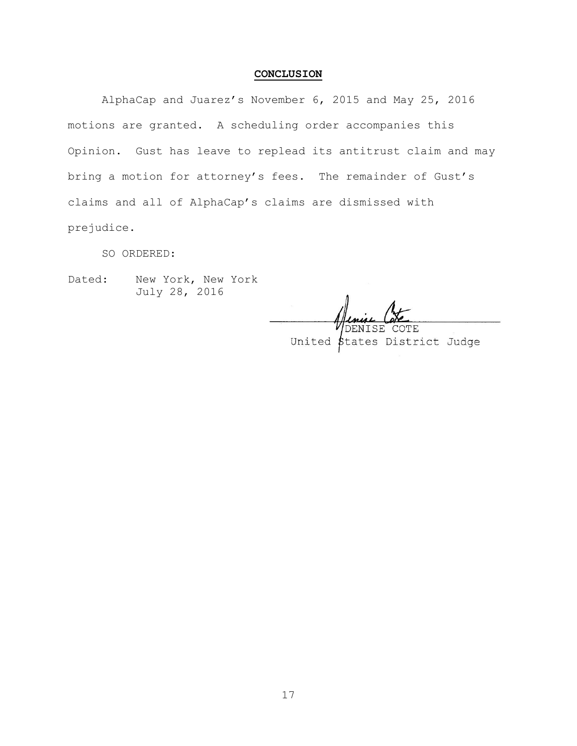## CONCLUSION

AlphaCap and Juarez's November 6, 2015 and May 25, 2016 motions are granted. A scheduling order accompanies this Opinion. Gust has leave to replead its antitrust claim and may bring a motion for attorney's fees. The remainder of Gust's claims and all of AlphaCap's claims are dismissed with prejudice.

SO ORDERED:

Dated: New York, New York
July 28, 2016

DENISE COTE
United States District Judge